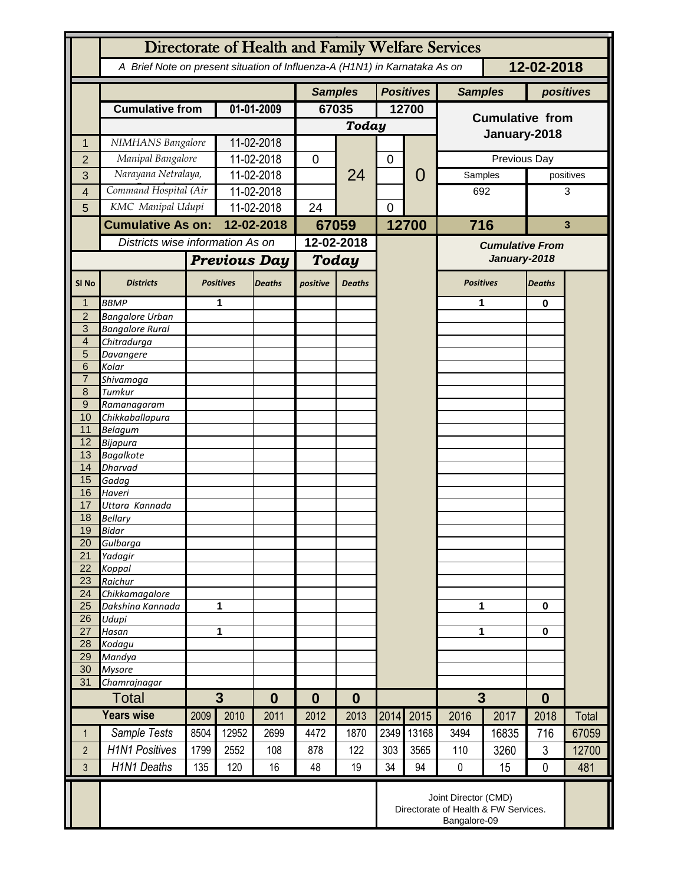# Directorate of Health and Family Welfare Services

A Brief Note on present situation of Influenza-A (H1N1) in Karnataka As on **12-02-2018**

| | | | Samples | | Positives | | Samples | positives |
|---|---|---|---|---|---|---|---|---|
| | **Cumulative from** | **01-01-2009** | **67035** | | **12700** | | **Cumulative from January-2018** | |
| | | | ***Today*** | | | | | |
| 1 | NIMHANS Bangalore | 11-02-2018 | | 24 | | 0 | | |
| 2 | Manipal Bangalore | 11-02-2018 | 0 | | 0 | | Previous Day | |
| 3 | Narayana Netralaya, | 11-02-2018 | | | | | Samples | positives |
| 4 | Command Hospital (Air | 11-02-2018 | | | | | 692 | 3 |
| 5 | KMC Manipal Udupi | 11-02-2018 | 24 | | 0 | | | |
| | **Cumulative As on:** | **12-02-2018** | **67059** | | **12700** | | **716** | **3** |

| | Districts wise information As on | | | 12-02-2018 | | | Cumulative From January-2018 | |
|---|---|---|---|---|---|---|---|---|
| | | ***Previous Day*** | | ***Today*** | | | | |
| **Sl No** | **Districts** | **Positives** | **Deaths** | **positive** | **Deaths** | | **Positives** | **Deaths** |
| 1 | BBMP | 1 | | | | | 1 | 0 |
| 2 | Bangalore Urban | | | | | | | |
| 3 | Bangalore Rural | | | | | | | |
| 4 | Chitradurga | | | | | | | |
| 5 | Davangere | | | | | | | |
| 6 | Kolar | | | | | | | |
| 7 | Shivamoga | | | | | | | |
| 8 | Tumkur | | | | | | | |
| 9 | Ramanagaram | | | | | | | |
| 10 | Chikkaballapura | | | | | | | |
| 11 | Belagum | | | | | | | |
| 12 | Bijapura | | | | | | | |
| 13 | Bagalkote | | | | | | | |
| 14 | Dharvad | | | | | | | |
| 15 | Gadag | | | | | | | |
| 16 | Haveri | | | | | | | |
| 17 | Uttara Kannada | | | | | | | |
| 18 | Bellary | | | | | | | |
| 19 | Bidar | | | | | | | |
| 20 | Gulbarga | | | | | | | |
| 21 | Yadagir | | | | | | | |
| 22 | Koppal | | | | | | | |
| 23 | Raichur | | | | | | | |
| 24 | Chikkamagalore | | | | | | | |
| 25 | Dakshina Kannada | 1 | | | | | 1 | 0 |
| 26 | Udupi | | | | | | | |
| 27 | Hasan | 1 | | | | | 1 | 0 |
| 28 | Kodagu | | | | | | | |
| 29 | Mandya | | | | | | | |
| 30 | Mysore | | | | | | | |
| 31 | Chamrajnagar | | | | | | | |
| | **Total** | **3** | **0** | **0** | **0** | | **3** | **0** |

| | **Years wise** | 2009 | 2010 | 2011 | 2012 | 2013 | 2014 | 2015 | 2016 | 2017 | 2018 | Total |
|---|---|---|---|---|---|---|---|---|---|---|---|---|
| 1 | Sample Tests | 8504 | 12952 | 2699 | 4472 | 1870 | 2349 | 13168 | 3494 | 16835 | 716 | 67059 |
| 2 | H1N1 Positives | 1799 | 2552 | 108 | 878 | 122 | 303 | 3565 | 110 | 3260 | 3 | 12700 |
| 3 | H1N1 Deaths | 135 | 120 | 16 | 48 | 19 | 34 | 94 | 0 | 15 | 0 | 481 |

Joint Director (CMD)
Directorate of Health & FW Services.
Bangalore-09